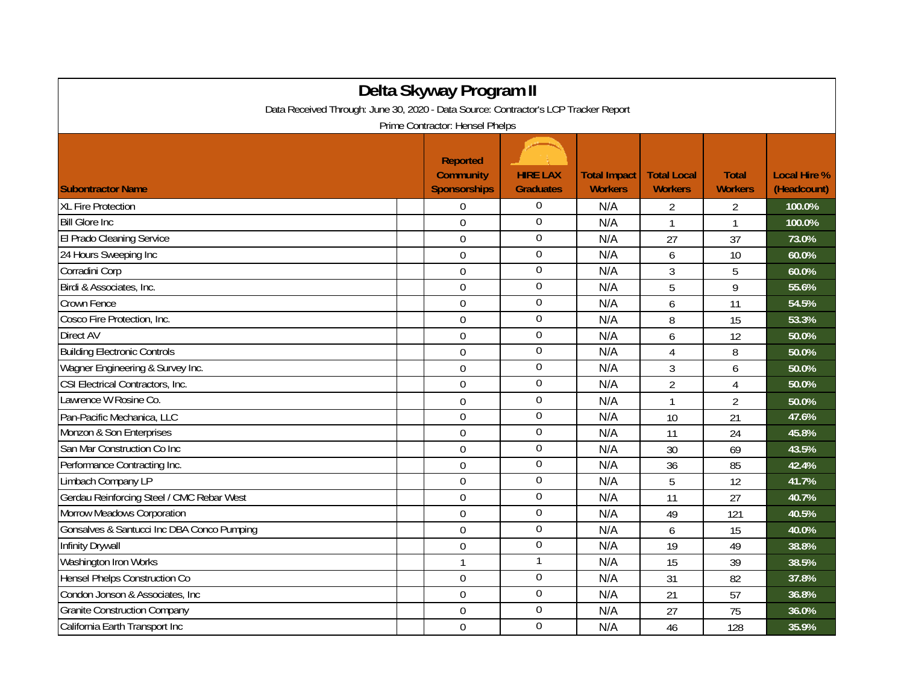# Delta Skyway Program II

Data Received Through: June 30, 2020 - Data Source: Contractor's LCP Tracker Report

Prime Contractor: Hensel Phelps

| Subontractor Name | Reported Community Sponsorships | HIRE LAX Graduates | Total Impact Workers | Total Local Workers | Total Workers | Local Hire % (Headcount) |
|---|---|---|---|---|---|---|
| XL Fire Protection | 0 | 0 | N/A | 2 | 2 | 100.0% |
| Bill Glore Inc | 0 | 0 | N/A | 1 | 1 | 100.0% |
| El Prado Cleaning Service | 0 | 0 | N/A | 27 | 37 | 73.0% |
| 24 Hours Sweeping Inc | 0 | 0 | N/A | 6 | 10 | 60.0% |
| Corradini Corp | 0 | 0 | N/A | 3 | 5 | 60.0% |
| Birdi & Associates, Inc. | 0 | 0 | N/A | 5 | 9 | 55.6% |
| Crown Fence | 0 | 0 | N/A | 6 | 11 | 54.5% |
| Cosco Fire Protection, Inc. | 0 | 0 | N/A | 8 | 15 | 53.3% |
| Direct AV | 0 | 0 | N/A | 6 | 12 | 50.0% |
| Building Electronic Controls | 0 | 0 | N/A | 4 | 8 | 50.0% |
| Wagner Engineering & Survey Inc. | 0 | 0 | N/A | 3 | 6 | 50.0% |
| CSI Electrical Contractors, Inc. | 0 | 0 | N/A | 2 | 4 | 50.0% |
| Lawrence W Rosine Co. | 0 | 0 | N/A | 1 | 2 | 50.0% |
| Pan-Pacific Mechanica, LLC | 0 | 0 | N/A | 10 | 21 | 47.6% |
| Monzon & Son Enterprises | 0 | 0 | N/A | 11 | 24 | 45.8% |
| San Mar Construction Co Inc | 0 | 0 | N/A | 30 | 69 | 43.5% |
| Performance Contracting Inc. | 0 | 0 | N/A | 36 | 85 | 42.4% |
| Limbach Company LP | 0 | 0 | N/A | 5 | 12 | 41.7% |
| Gerdau Reinforcing Steel / CMC Rebar West | 0 | 0 | N/A | 11 | 27 | 40.7% |
| Morrow Meadows Corporation | 0 | 0 | N/A | 49 | 121 | 40.5% |
| Gonsalves & Santucci Inc DBA Conco Pumping | 0 | 0 | N/A | 6 | 15 | 40.0% |
| Infinity Drywall | 0 | 0 | N/A | 19 | 49 | 38.8% |
| Washington Iron Works | 1 | 1 | N/A | 15 | 39 | 38.5% |
| Hensel Phelps Construction Co | 0 | 0 | N/A | 31 | 82 | 37.8% |
| Condon Jonson & Associates, Inc | 0 | 0 | N/A | 21 | 57 | 36.8% |
| Granite Construction Company | 0 | 0 | N/A | 27 | 75 | 36.0% |
| California Earth Transport Inc | 0 | 0 | N/A | 46 | 128 | 35.9% |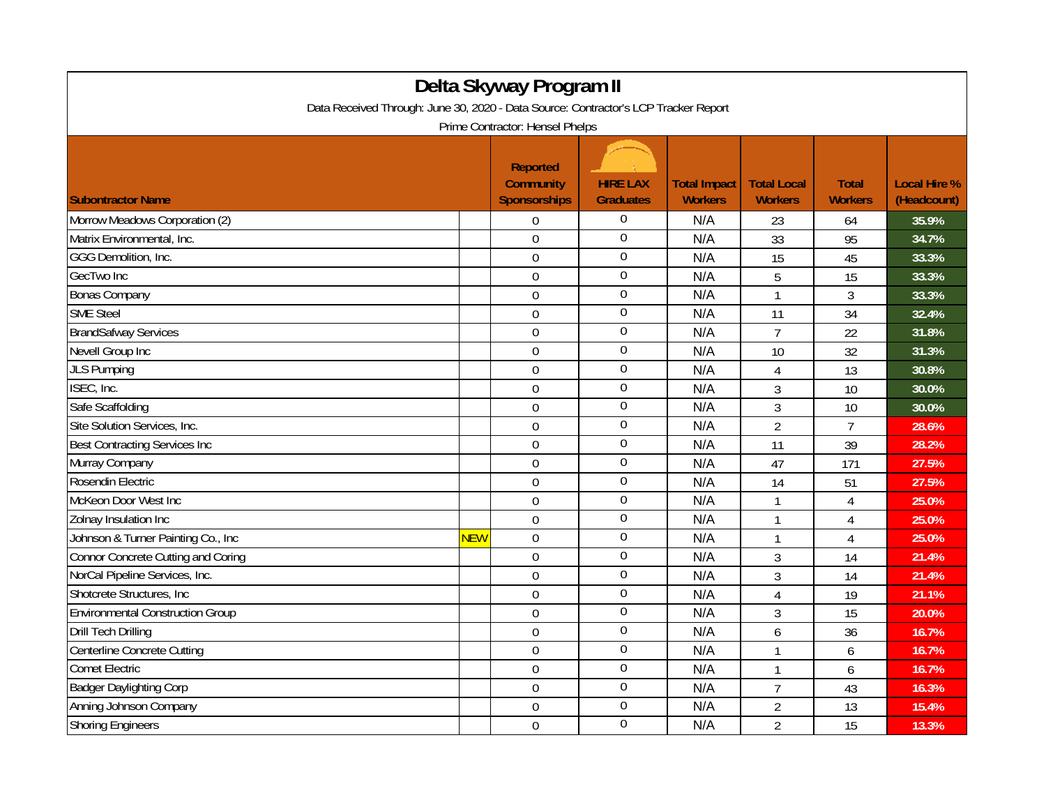# Delta Skyway Program II

Data Received Through: June 30, 2020 - Data Source: Contractor's LCP Tracker Report

Prime Contractor: Hensel Phelps

| Subontractor Name | | Reported Community Sponsorships | HIRE LAX Graduates | Total Impact Workers | Total Local Workers | Total Workers | Local Hire % (Headcount) |
|---|---|---|---|---|---|---|---|
| Morrow Meadows Corporation (2) | | 0 | 0 | N/A | 23 | 64 | 35.9% |
| Matrix Environmental, Inc. | | 0 | 0 | N/A | 33 | 95 | 34.7% |
| GGG Demolition, Inc. | | 0 | 0 | N/A | 15 | 45 | 33.3% |
| GecTwo Inc | | 0 | 0 | N/A | 5 | 15 | 33.3% |
| Bonas Company | | 0 | 0 | N/A | 1 | 3 | 33.3% |
| SME Steel | | 0 | 0 | N/A | 11 | 34 | 32.4% |
| BrandSafway Services | | 0 | 0 | N/A | 7 | 22 | 31.8% |
| Nevell Group Inc | | 0 | 0 | N/A | 10 | 32 | 31.3% |
| JLS Pumping | | 0 | 0 | N/A | 4 | 13 | 30.8% |
| ISEC, Inc. | | 0 | 0 | N/A | 3 | 10 | 30.0% |
| Safe Scaffolding | | 0 | 0 | N/A | 3 | 10 | 30.0% |
| Site Solution Services, Inc. | | 0 | 0 | N/A | 2 | 7 | 28.6% |
| Best Contracting Services Inc | | 0 | 0 | N/A | 11 | 39 | 28.2% |
| Murray Company | | 0 | 0 | N/A | 47 | 171 | 27.5% |
| Rosendin Electric | | 0 | 0 | N/A | 14 | 51 | 27.5% |
| McKeon Door West Inc | | 0 | 0 | N/A | 1 | 4 | 25.0% |
| Zolnay Insulation Inc | | 0 | 0 | N/A | 1 | 4 | 25.0% |
| Johnson & Turner Painting Co., Inc | NEW | 0 | 0 | N/A | 1 | 4 | 25.0% |
| Connor Concrete Cutting and Coring | | 0 | 0 | N/A | 3 | 14 | 21.4% |
| NorCal Pipeline Services, Inc. | | 0 | 0 | N/A | 3 | 14 | 21.4% |
| Shotcrete Structures, Inc | | 0 | 0 | N/A | 4 | 19 | 21.1% |
| Environmental Construction Group | | 0 | 0 | N/A | 3 | 15 | 20.0% |
| Drill Tech Drilling | | 0 | 0 | N/A | 6 | 36 | 16.7% |
| Centerline Concrete Cutting | | 0 | 0 | N/A | 1 | 6 | 16.7% |
| Comet Electric | | 0 | 0 | N/A | 1 | 6 | 16.7% |
| Badger Daylighting Corp | | 0 | 0 | N/A | 7 | 43 | 16.3% |
| Anning Johnson Company | | 0 | 0 | N/A | 2 | 13 | 15.4% |
| Shoring Engineers | | 0 | 0 | N/A | 2 | 15 | 13.3% |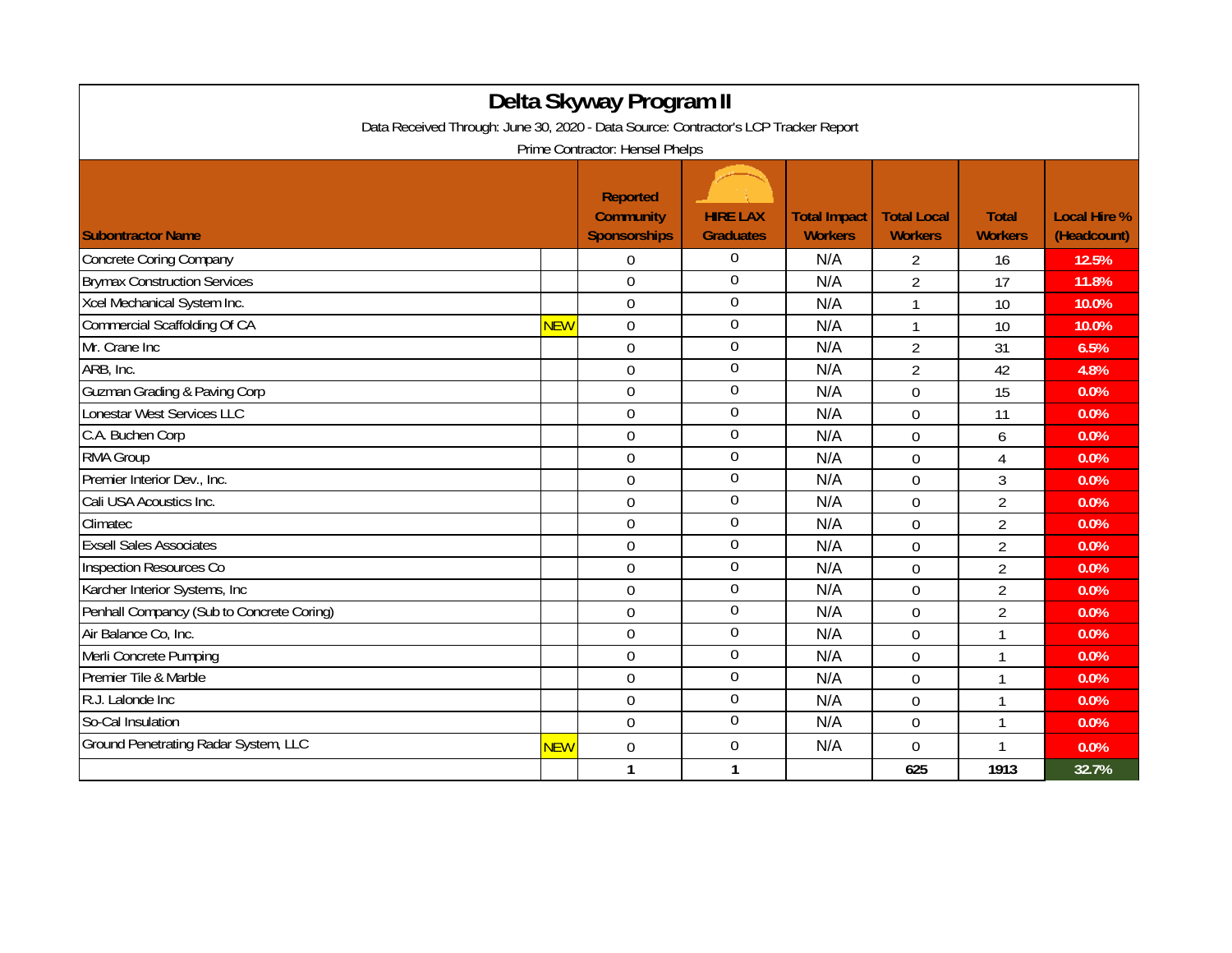# Delta Skyway Program II

Data Received Through: June 30, 2020 - Data Source: Contractor's LCP Tracker Report

Prime Contractor: Hensel Phelps

| Subontractor Name | | Reported Community Sponsorships | HIRE LAX Graduates | Total Impact Workers | Total Local Workers | Total Workers | Local Hire % (Headcount) |
|---|---|---|---|---|---|---|---|
| Concrete Coring Company | | 0 | 0 | N/A | 2 | 16 | 12.5% |
| Brymax Construction Services | | 0 | 0 | N/A | 2 | 17 | 11.8% |
| Xcel Mechanical System Inc. | | 0 | 0 | N/A | 1 | 10 | 10.0% |
| Commercial Scaffolding Of CA | NEW | 0 | 0 | N/A | 1 | 10 | 10.0% |
| Mr. Crane Inc | | 0 | 0 | N/A | 2 | 31 | 6.5% |
| ARB, Inc. | | 0 | 0 | N/A | 2 | 42 | 4.8% |
| Guzman Grading & Paving Corp | | 0 | 0 | N/A | 0 | 15 | 0.0% |
| Lonestar West Services LLC | | 0 | 0 | N/A | 0 | 11 | 0.0% |
| C.A. Buchen Corp | | 0 | 0 | N/A | 0 | 6 | 0.0% |
| RMA Group | | 0 | 0 | N/A | 0 | 4 | 0.0% |
| Premier Interior Dev., Inc. | | 0 | 0 | N/A | 0 | 3 | 0.0% |
| Cali USA Acoustics Inc. | | 0 | 0 | N/A | 0 | 2 | 0.0% |
| Climatec | | 0 | 0 | N/A | 0 | 2 | 0.0% |
| Exsell Sales Associates | | 0 | 0 | N/A | 0 | 2 | 0.0% |
| Inspection Resources Co | | 0 | 0 | N/A | 0 | 2 | 0.0% |
| Karcher Interior Systems, Inc | | 0 | 0 | N/A | 0 | 2 | 0.0% |
| Penhall Company (Sub to Concrete Coring) | | 0 | 0 | N/A | 0 | 2 | 0.0% |
| Air Balance Co, Inc. | | 0 | 0 | N/A | 0 | 1 | 0.0% |
| Merli Concrete Pumping | | 0 | 0 | N/A | 0 | 1 | 0.0% |
| Premier Tile & Marble | | 0 | 0 | N/A | 0 | 1 | 0.0% |
| R.J. Lalonde Inc | | 0 | 0 | N/A | 0 | 1 | 0.0% |
| So-Cal Insulation | | 0 | 0 | N/A | 0 | 1 | 0.0% |
| Ground Penetrating Radar System, LLC | NEW | 0 | 0 | N/A | 0 | 1 | 0.0% |
| | | 1 | 1 | | 625 | 1913 | 32.7% |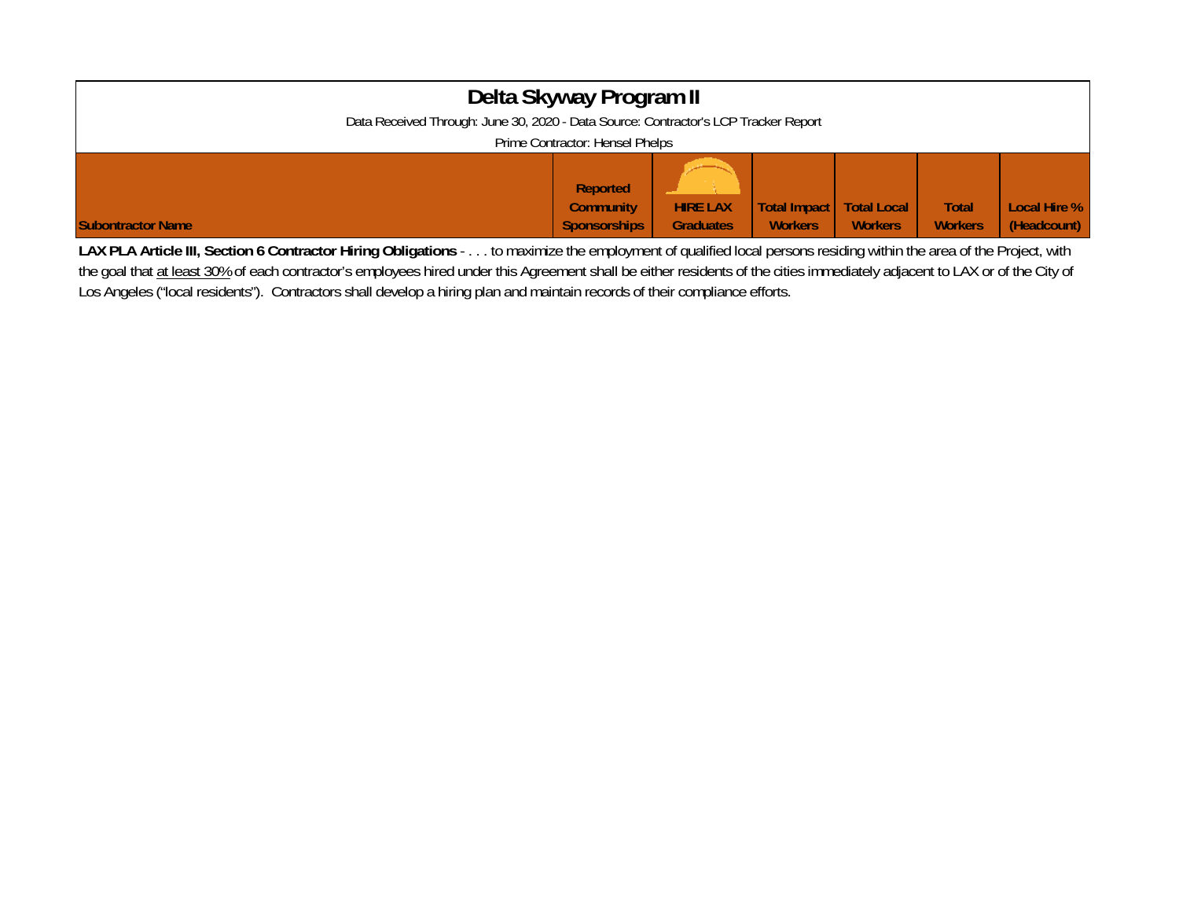| Delta Skyway Program II | | | | | | |
|---|---|---|---|---|---|---|
| Data Received Through: June 30, 2020 - Data Source: Contractor's LCP Tracker Report | | | | | | |
| Prime Contractor: Hensel Phelps | | | | | | |
| Subontractor Name | Reported Community Sponsorships | HIRE LAX Graduates | Total Impact Workers | Total Local Workers | Total Workers | Local Hire % (Headcount) |

**LAX PLA Article III, Section 6 Contractor Hiring Obligations** - . . . to maximize the employment of qualified local persons residing within the area of the Project, with the goal that at least 30% of each contractor's employees hired under this Agreement shall be either residents of the cities immediately adjacent to LAX or of the City of Los Angeles ("local residents"). Contractors shall develop a hiring plan and maintain records of their compliance efforts.